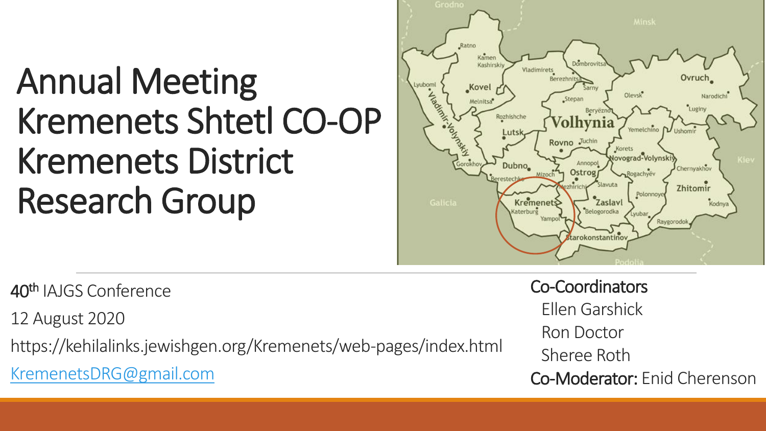# Annual Meeting Kremenets Shtetl CO-OP Kremenets District Research Group

40th IAJGS Conference

12 August 2020

https://kehilalinks.jewishgen.org/Kremenets/web-pages/index.html

KremenetsDRG@gmail.com

**Co-Coordinators**

Ellen Garshick

Ron Doctor

Sheree Roth

**Co-Moderator:** Enid Cherenson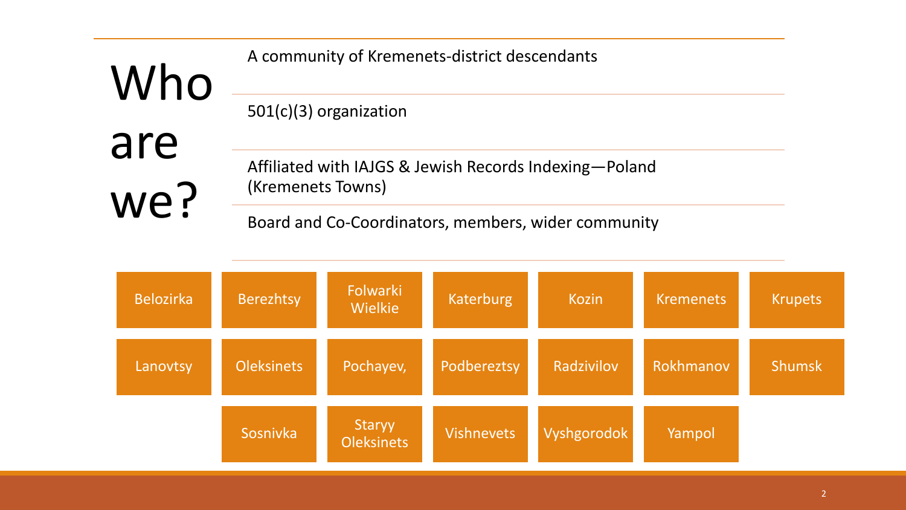# Who are we?

- A community of Kremenets-district descendants
- 501(c)(3) organization
- Affiliated with IAJGS & Jewish Records Indexing—Poland (Kremenets Towns)
- Board and Co-Coordinators, members, wider community

| | | | | | | |
|---|---|---|---|---|---|---|
| Belozirka | Berezhtsy | Folwarki Wielkie | Katerburg | Kozin | Kremenets | Krupets |
| Lanovtsy | Oleksinets | Pochayev, | Podbereztsy | Radzivilov | Rokhmanov | Shumsk |
| | Sosnivka | Staryy Oleksinets | Vishnevets | Vyshgorodok | Yampol | |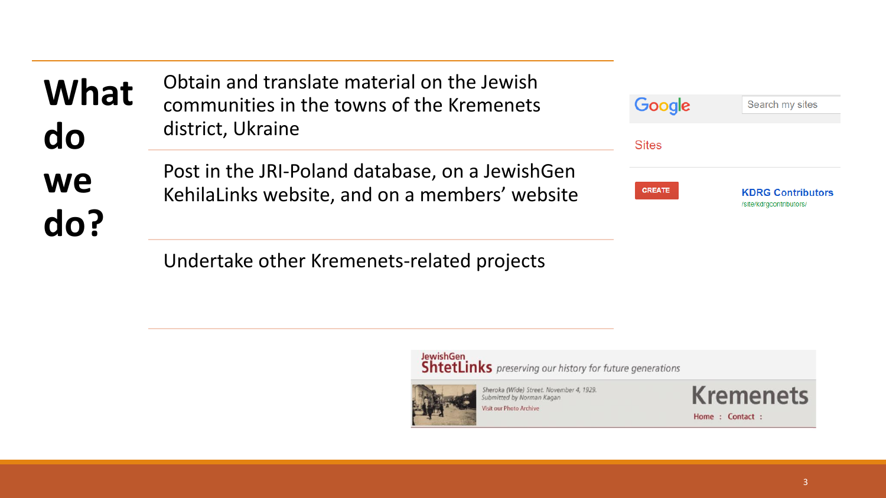# What do we do?

Obtain and translate material on the Jewish communities in the towns of the Kremenets district, Ukraine

Post in the JRI-Poland database, on a JewishGen KehilaLinks website, and on a members' website

Undertake other Kremenets-related projects

Google | Search my sites

Sites

CREATE

KDRG Contributors
/site/kdrgcontributors/

JewishGen ShtetLinks *preserving our history for future generations*

*Sheroka (Wide) Street. November 4, 1929.*
*Submitted by Norman Kagan*
Visit our Photo Archive

Kremenets
Home : Contact :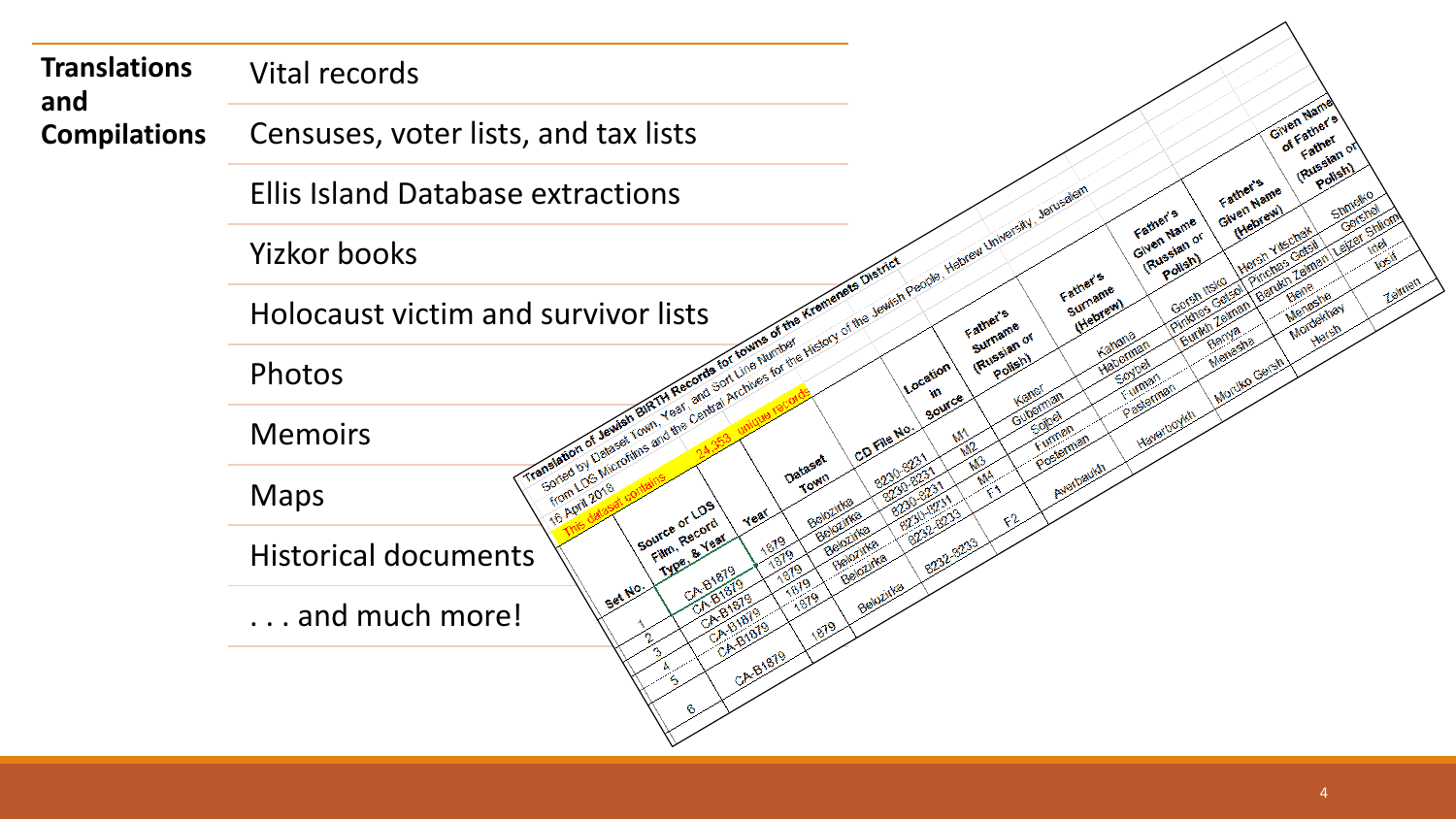**Translations and Compilations**

- Vital records
- Censuses, voter lists, and tax lists
- Ellis Island Database extractions
- Yizkor books
- Holocaust victim and survivor lists
- Photos
- Memoirs
- Maps
- Historical documents
- . . . and much more!

Translation of Jewish BIRTH Records for towns of the Kremenets District
Sorted by Dataset Town, Year, and Sort Line Number
from LDS Microfilms and the Central Archives for the History of the Jewish People, Hebrew University, Jerusalem
16 April 2018
This dataset contains 24,353 unique records

| Set No. | Source or LDS Film, Record Type, & Year | Year | Dataset Town | CD File No. | Location in Source | Father's Surname (Russian or Polish) | Father's Surname (Hebrew) | Father's Given Name (Russian or Polish) | Father's Given Name (Hebrew) | Given Name of Father's Father (Russian or Polish) |
|---|---|---|---|---|---|---|---|---|---|---|
| 1 | CA-B1879 | 1879 | Belozirka | 8230-8231 | M1 | Kaner | Kahana | Gersh Itsko | Hersh Yitschak | Shmoiko |
| 2 | CA-B1879 | 1879 | Belozirka | 8230-8231 | M2 | Guberman | Haberman | Pinkhes Getsel | Pinchas Getsel | Gorshel |
| 3 | CA-B1879 | 1879 | Belozirka | 8230-8231 | M3 | Sopel | Soybel | Burikh Zelman | Barukh Zelman | Lejzer Shliom |
| 4 | CA-B1879 | 1879 | Belozirka | 8230-8231 | M4 | Furman | Furman | Benya | Bene | Irael |
| 5 | CA-B1879 | 1879 | Belozirka | 8232-8233 | F1 | Posterman | Pasterman | Menasha | Menashe | Iosif |
| 6 | CA-B1879 | 1879 | Belozirka | 8232-8233 | F2 | Averbaukh | Haverboykh | Morduko Gersh | Mordekhay Hersh | Zelmen |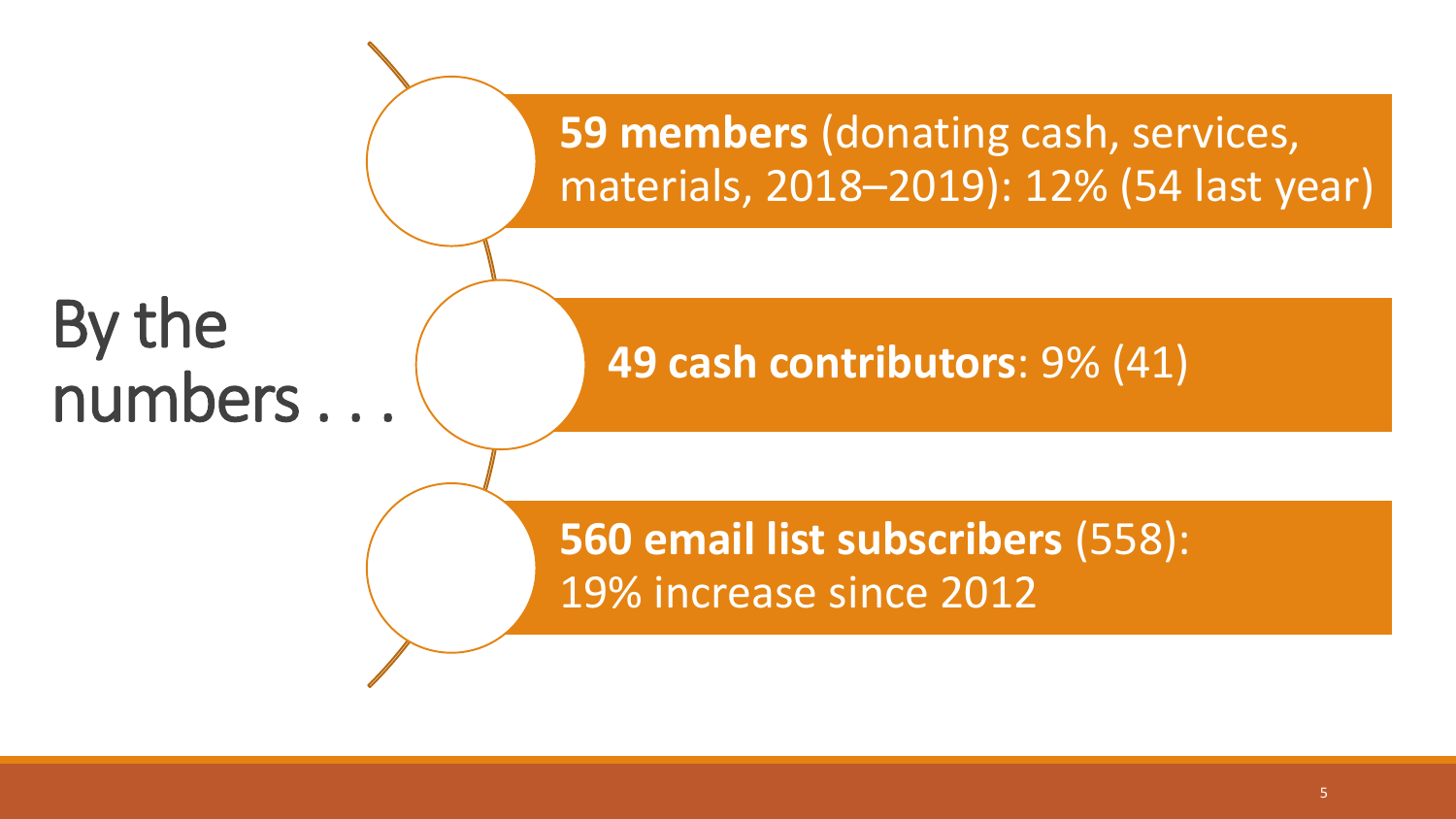# By the numbers . . .

- **59 members** (donating cash, services, materials, 2018–2019): 12% (54 last year)
- **49 cash contributors**: 9% (41)
- **560 email list subscribers** (558): 19% increase since 2012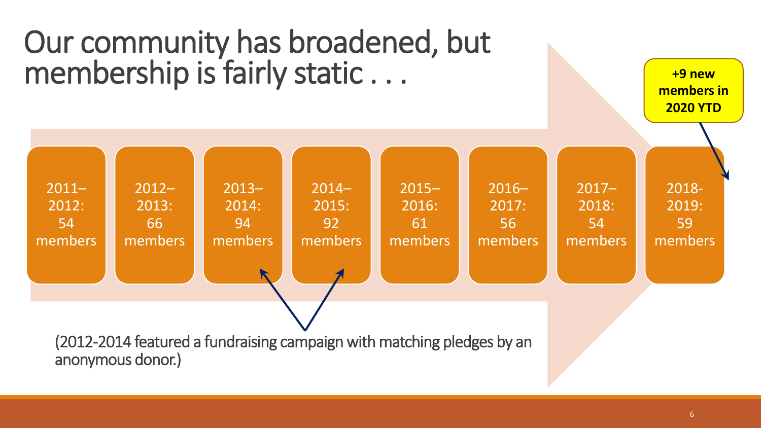# Our community has broadened, but membership is fairly static . . .

- 2011–2012: 54 members
- 2012–2013: 66 members
- 2013–2014: 94 members
- 2014–2015: 92 members
- 2015–2016: 61 members
- 2016–2017: 56 members
- 2017–2018: 54 members
- 2018-2019: 59 members

**+9 new members in 2020 YTD**

(2012-2014 featured a fundraising campaign with matching pledges by an anonymous donor.)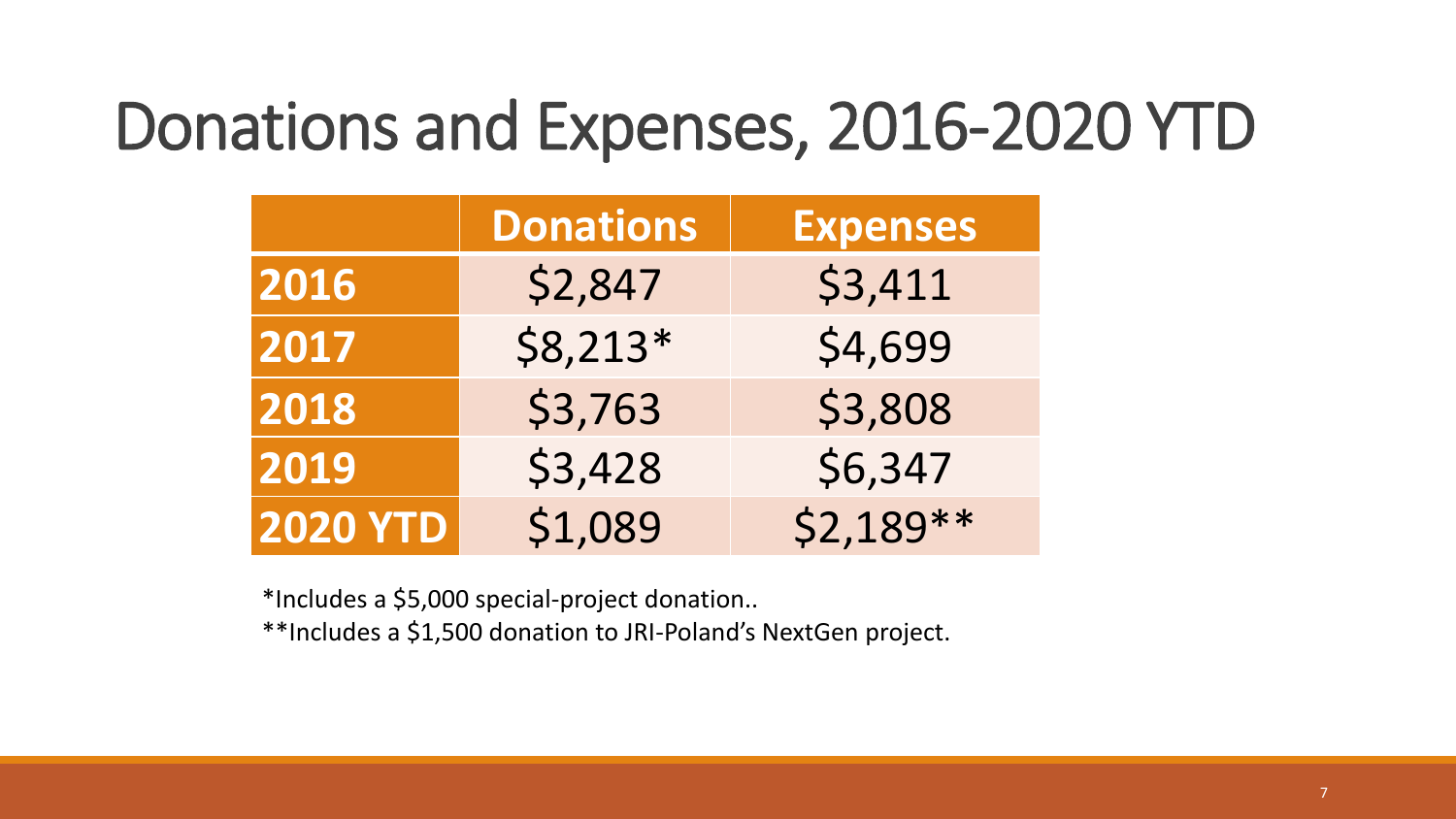# Donations and Expenses, 2016-2020 YTD

| | Donations | Expenses |
|---|---|---|
| **2016** | $2,847 | $3,411 |
| **2017** | $8,213* | $4,699 |
| **2018** | $3,763 | $3,808 |
| **2019** | $3,428 | $6,347 |
| **2020 YTD** | $1,089 | $2,189** |

*Includes a $5,000 special-project donation..

**Includes a $1,500 donation to JRI-Poland's NextGen project.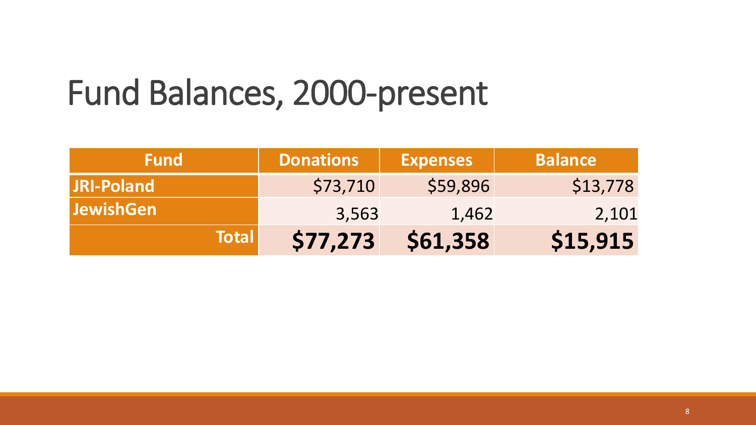# Fund Balances, 2000-present

| Fund | Donations | Expenses | Balance |
|---|---:|---:|---:|
| **JRI-Poland** | $73,710 | $59,896 | $13,778 |
| **JewishGen** | 3,563 | 1,462 | 2,101 |
| **Total** | **$77,273** | **$61,358** | **$15,915** |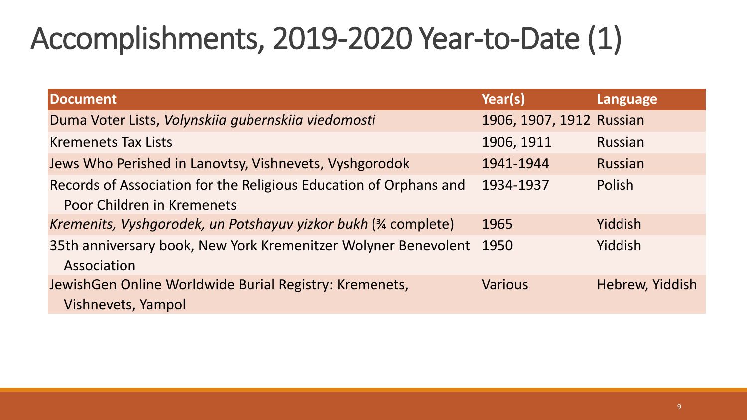# Accomplishments, 2019-2020 Year-to-Date (1)

| Document | Year(s) | Language |
| --- | --- | --- |
| Duma Voter Lists, *Volynskiia gubernskiia viedomosti* | 1906, 1907, 1912 | Russian |
| Kremenets Tax Lists | 1906, 1911 | Russian |
| Jews Who Perished in Lanovtsy, Vishnevets, Vyshgorodok | 1941-1944 | Russian |
| Records of Association for the Religious Education of Orphans and Poor Children in Kremenets | 1934-1937 | Polish |
| *Kremenits, Vyshgorodek, un Potshayuv yizkor bukh* (¾ complete) | 1965 | Yiddish |
| 35th anniversary book, New York Kremenitzer Wolyner Benevolent Association | 1950 | Yiddish |
| JewishGen Online Worldwide Burial Registry: Kremenets, Vishnevets, Yampol | Various | Hebrew, Yiddish |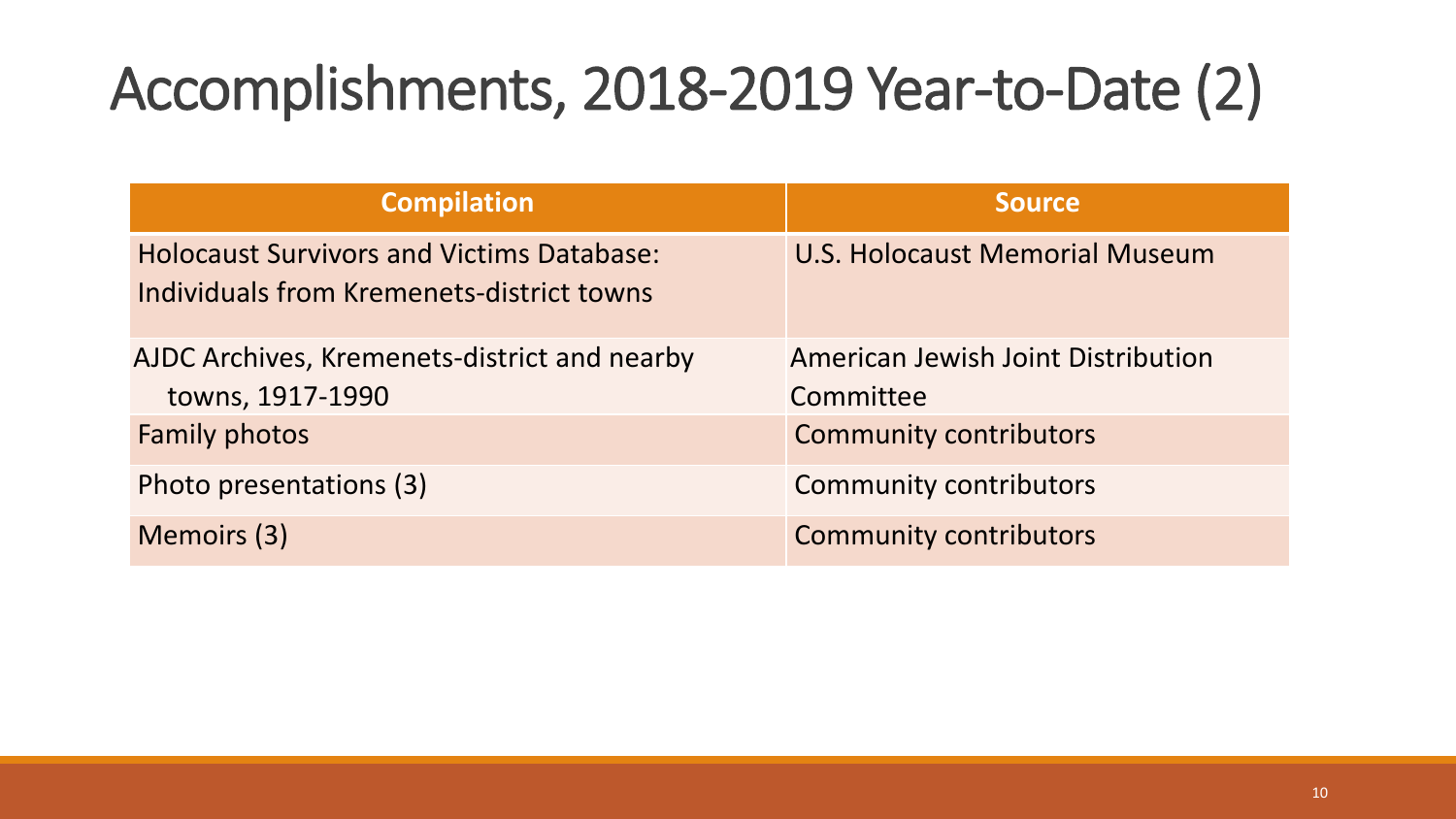# Accomplishments, 2018-2019 Year-to-Date (2)

| Compilation | Source |
| --- | --- |
| Holocaust Survivors and Victims Database: Individuals from Kremenets-district towns | U.S. Holocaust Memorial Museum |
| AJDC Archives, Kremenets-district and nearby towns, 1917-1990 | American Jewish Joint Distribution Committee |
| Family photos | Community contributors |
| Photo presentations (3) | Community contributors |
| Memoirs (3) | Community contributors |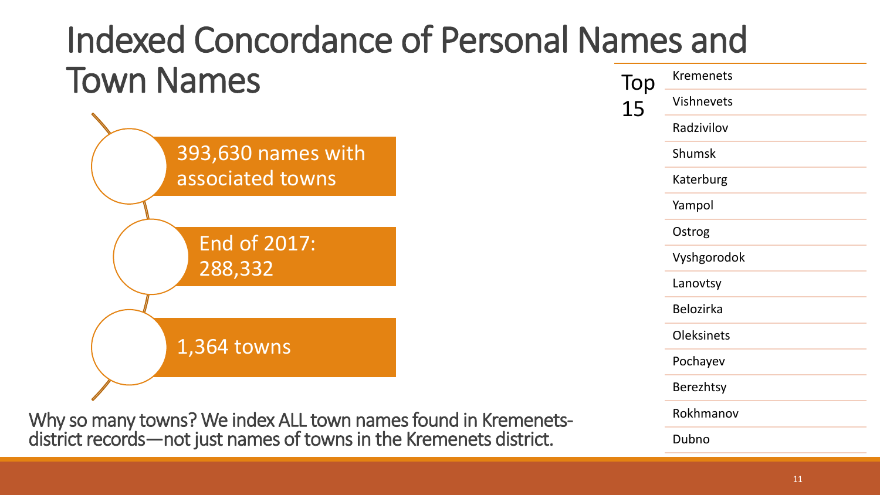# Indexed Concordance of Personal Names and Town Names

- 393,630 names with associated towns
- End of 2017: 288,332
- 1,364 towns

Why so many towns? We index ALL town names found in Kremenets-district records—not just names of towns in the Kremenets district.

| Top 15 |
| --- |
| Kremenets |
| Vishnevets |
| Radzivilov |
| Shumsk |
| Katerburg |
| Yampol |
| Ostrog |
| Vyshgorodok |
| Lanovtsy |
| Belozirka |
| Oleksinets |
| Pochayev |
| Berezhtsy |
| Rokhmanov |
| Dubno |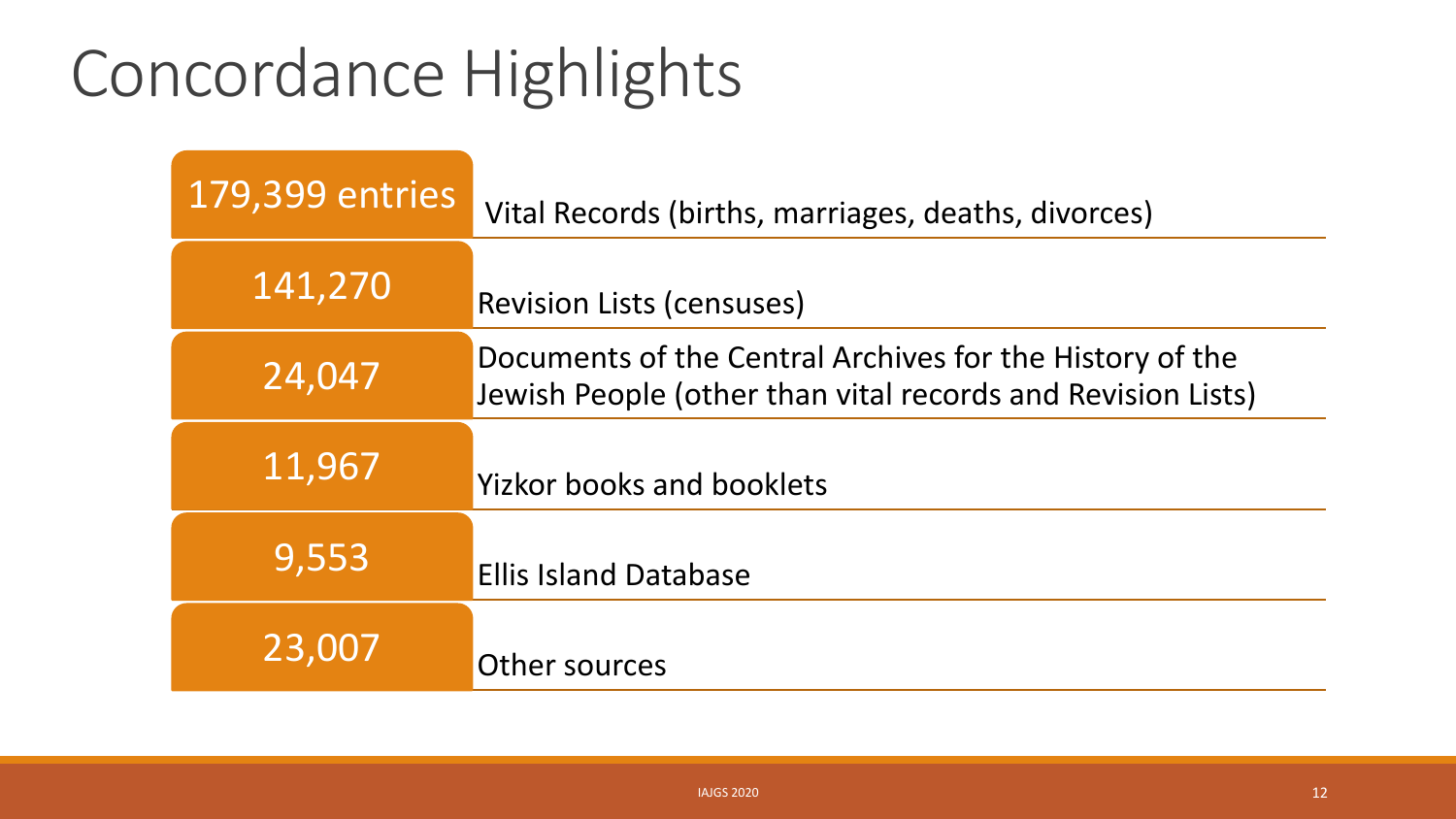# Concordance Highlights

| | |
|---|---|
| 179,399 entries | Vital Records (births, marriages, deaths, divorces) |
| 141,270 | Revision Lists (censuses) |
| 24,047 | Documents of the Central Archives for the History of the Jewish People (other than vital records and Revision Lists) |
| 11,967 | Yizkor books and booklets |
| 9,553 | Ellis Island Database |
| 23,007 | Other sources |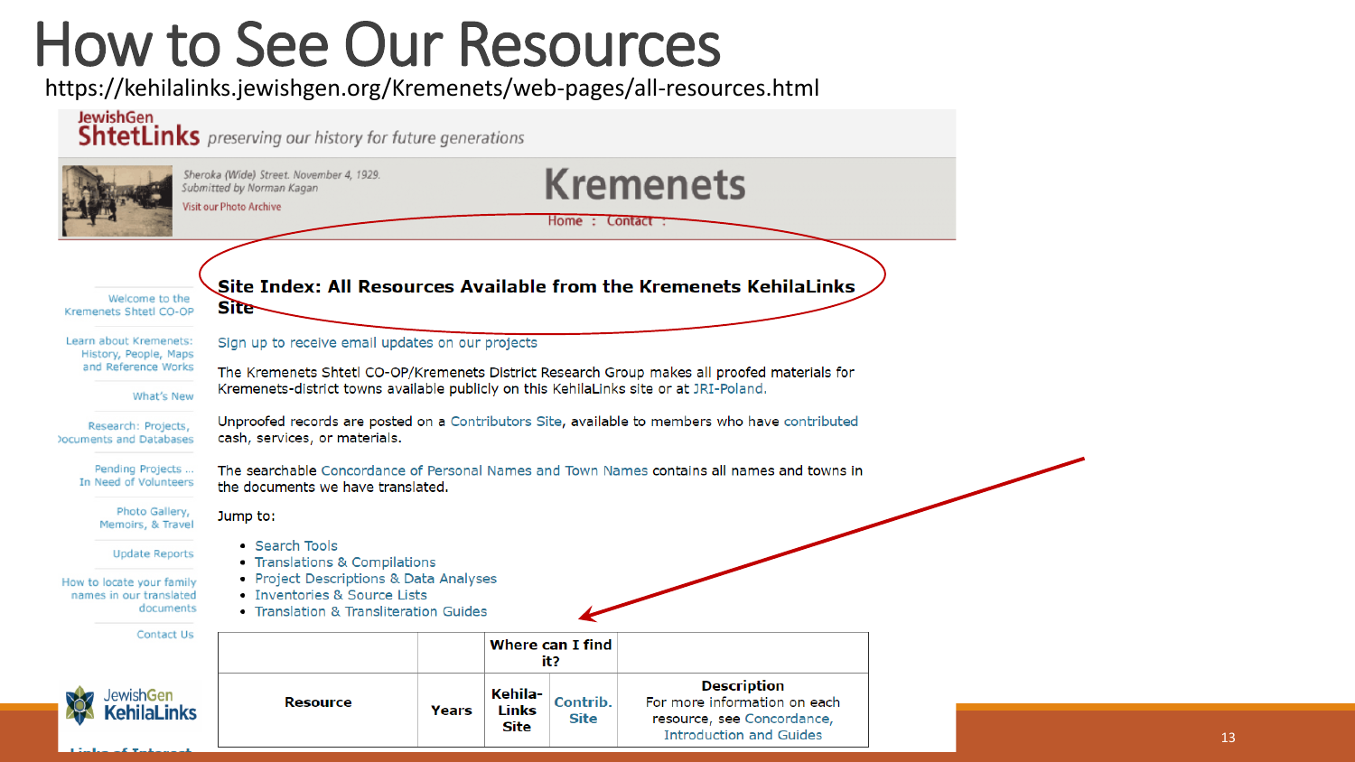# How to See Our Resources

https://kehilalinks.jewishgen.org/Kremenets/web-pages/all-resources.html

JewishGen **ShtetLinks** *preserving our history for future generations*

*Sheroka (Wide) Street. November 4, 1929.*
*Submitted by Norman Kagan*

Visit our Photo Archive

## Kremenets

Home : Contact :

- Welcome to the Kremenets Shtetl CO-OP
- Learn about Kremenets: History, People, Maps and Reference Works
- What's New
- Research: Projects, Documents and Databases
- Pending Projects ... In Need of Volunteers
- Photo Gallery, Memoirs, & Travel
- Update Reports
- How to locate your family names in our translated documents
- Contact Us

JewishGen KehilaLinks

### Site Index: All Resources Available from the Kremenets KehilaLinks Site

Sign up to receive email updates on our projects

The Kremenets Shtetl CO-OP/Kremenets District Research Group makes all proofed materials for Kremenets-district towns available publicly on this KehilaLinks site or at JRI-Poland.

Unproofed records are posted on a Contributors Site, available to members who have contributed cash, services, or materials.

The searchable Concordance of Personal Names and Town Names contains all names and towns in the documents we have translated.

Jump to:

- Search Tools
- Translations & Compilations
- Project Descriptions & Data Analyses
- Inventories & Source Lists
- Translation & Transliteration Guides

| | | Where can I find it? | | |
|---|---|---|---|---|
| **Resource** | **Years** | **Kehila-Links Site** | **Contrib. Site** | **Description** For more information on each resource, see Concordance, Introduction and Guides |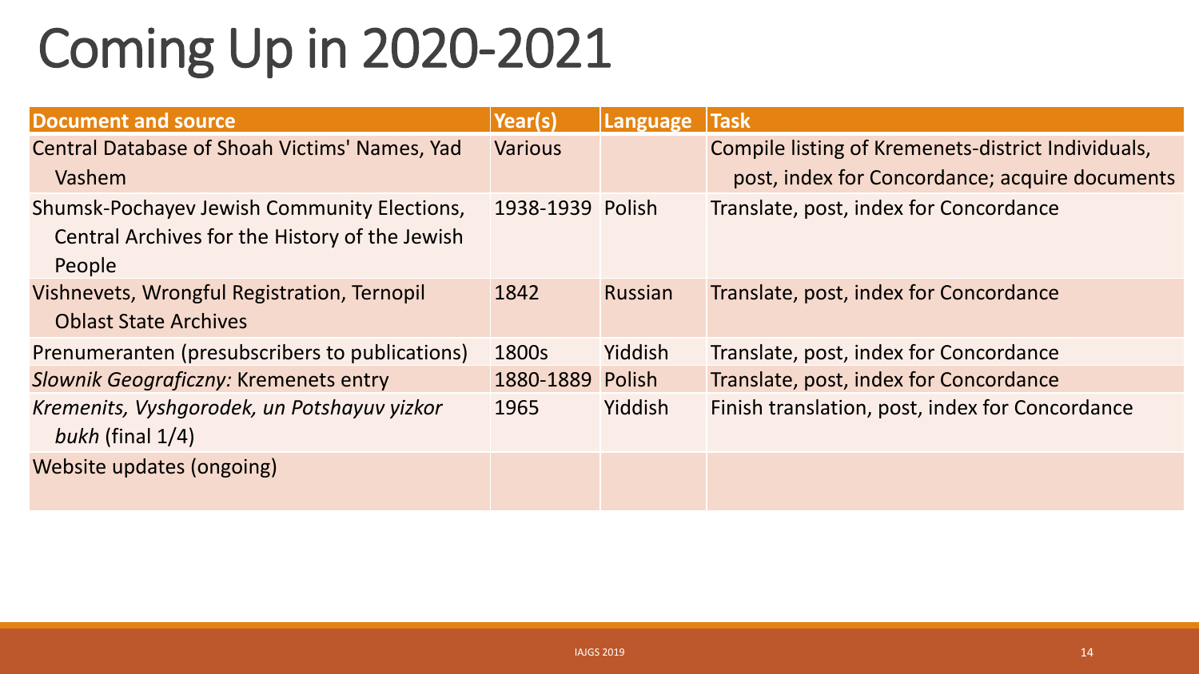# Coming Up in 2020-2021

| Document and source | Year(s) | Language | Task |
|---|---|---|---|
| Central Database of Shoah Victims' Names, Yad Vashem | Various | | Compile listing of Kremenets-district Individuals, post, index for Concordance; acquire documents |
| Shumsk-Pochayev Jewish Community Elections, Central Archives for the History of the Jewish People | 1938-1939 | Polish | Translate, post, index for Concordance |
| Vishnevets, Wrongful Registration, Ternopil Oblast State Archives | 1842 | Russian | Translate, post, index for Concordance |
| Prenumeranten (presubscribers to publications) | 1800s | Yiddish | Translate, post, index for Concordance |
| *Slownik Geograficzny:* Kremenets entry | 1880-1889 | Polish | Translate, post, index for Concordance |
| *Kremenits, Vyshgorodek, un Potshayuv yizkor bukh* (final 1/4) | 1965 | Yiddish | Finish translation, post, index for Concordance |
| Website updates (ongoing) | | | |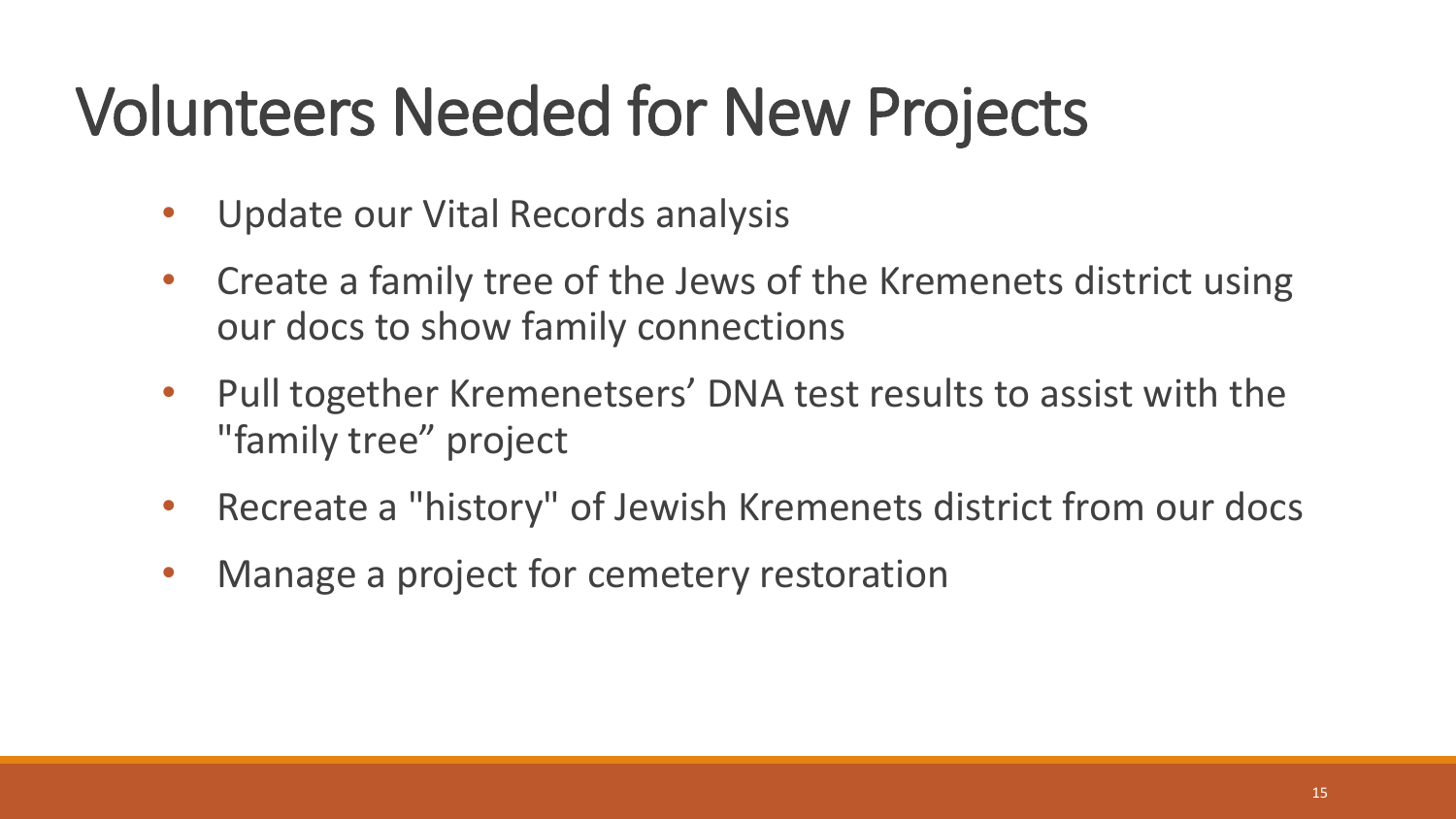# Volunteers Needed for New Projects

- Update our Vital Records analysis
- Create a family tree of the Jews of the Kremenets district using our docs to show family connections
- Pull together Kremenetsers' DNA test results to assist with the "family tree" project
- Recreate a "history" of Jewish Kremenets district from our docs
- Manage a project for cemetery restoration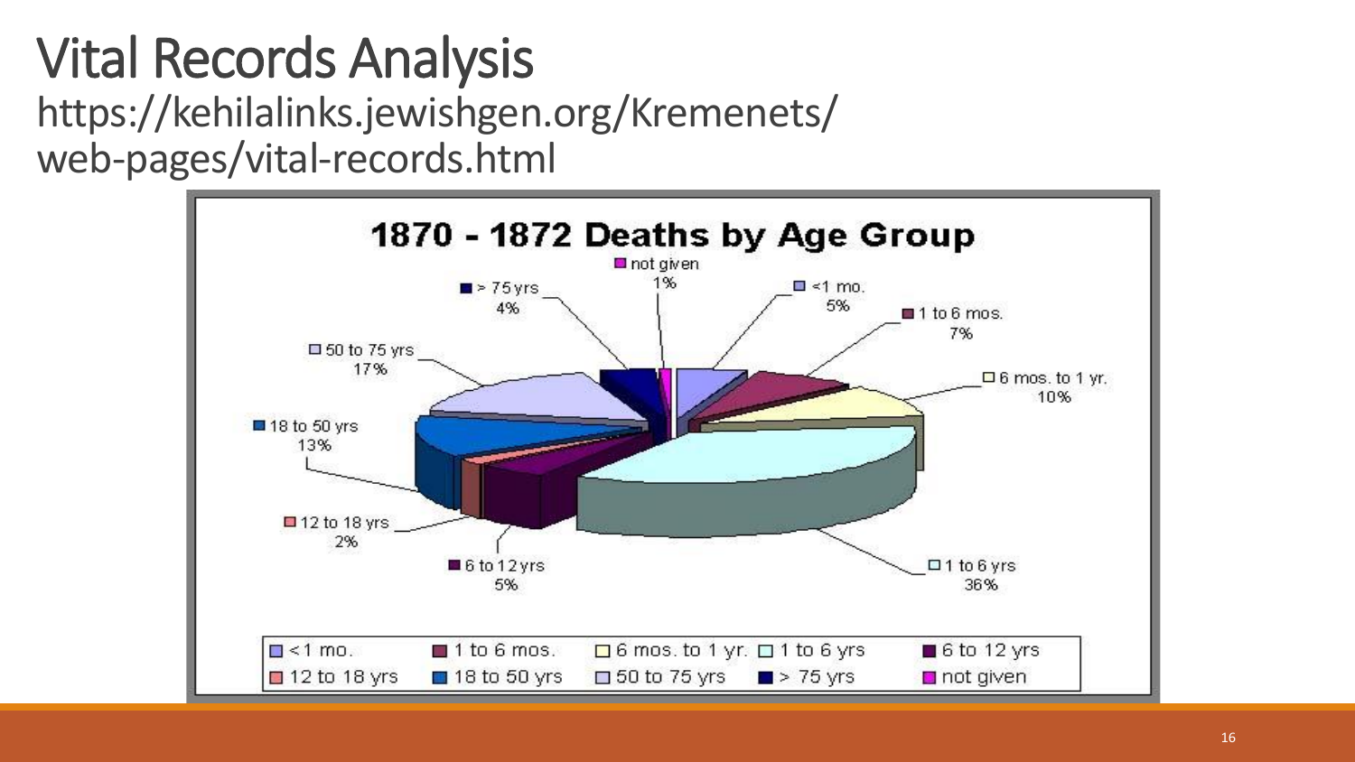# Vital Records Analysis

https://kehilalinks.jewishgen.org/Kremenets/web-pages/vital-records.html

## 1870 - 1872 Deaths by Age Group

| Age Group | Percent |
|---|---|
| <1 mo. | 5% |
| 1 to 6 mos. | 7% |
| 6 mos. to 1 yr. | 10% |
| 1 to 6 yrs | 36% |
| 6 to 12 yrs | 5% |
| 12 to 18 yrs | 2% |
| 18 to 50 yrs | 13% |
| 50 to 75 yrs | 17% |
| > 75 yrs | 4% |
| not given | 1% |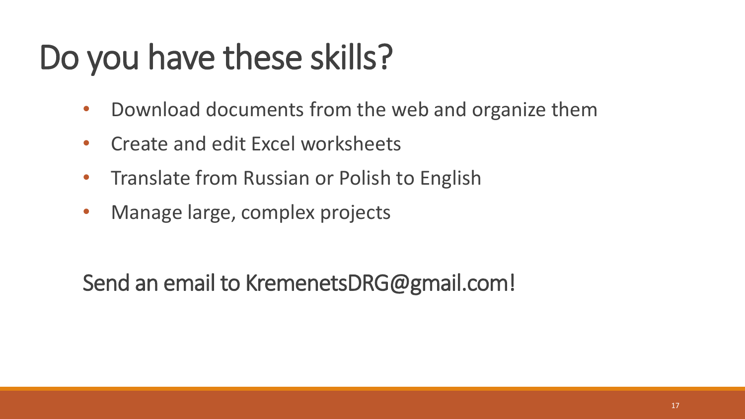# Do you have these skills?

- Download documents from the web and organize them
- Create and edit Excel worksheets
- Translate from Russian or Polish to English
- Manage large, complex projects

Send an email to KremenetsDRG@gmail.com!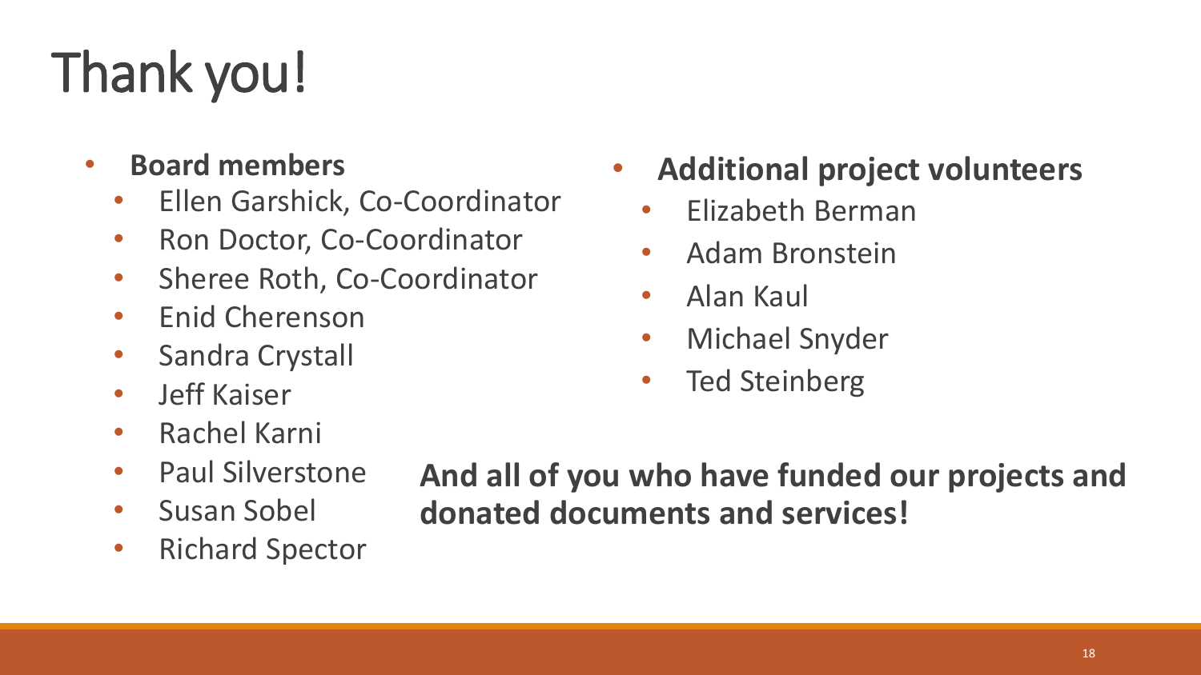# Thank you!

- **Board members**
  - Ellen Garshick, Co-Coordinator
  - Ron Doctor, Co-Coordinator
  - Sheree Roth, Co-Coordinator
  - Enid Cherenson
  - Sandra Crystall
  - Jeff Kaiser
  - Rachel Karni
  - Paul Silverstone
  - Susan Sobel
  - Richard Spector

- **Additional project volunteers**
  - Elizabeth Berman
  - Adam Bronstein
  - Alan Kaul
  - Michael Snyder
  - Ted Steinberg

**And all of you who have funded our projects and donated documents and services!**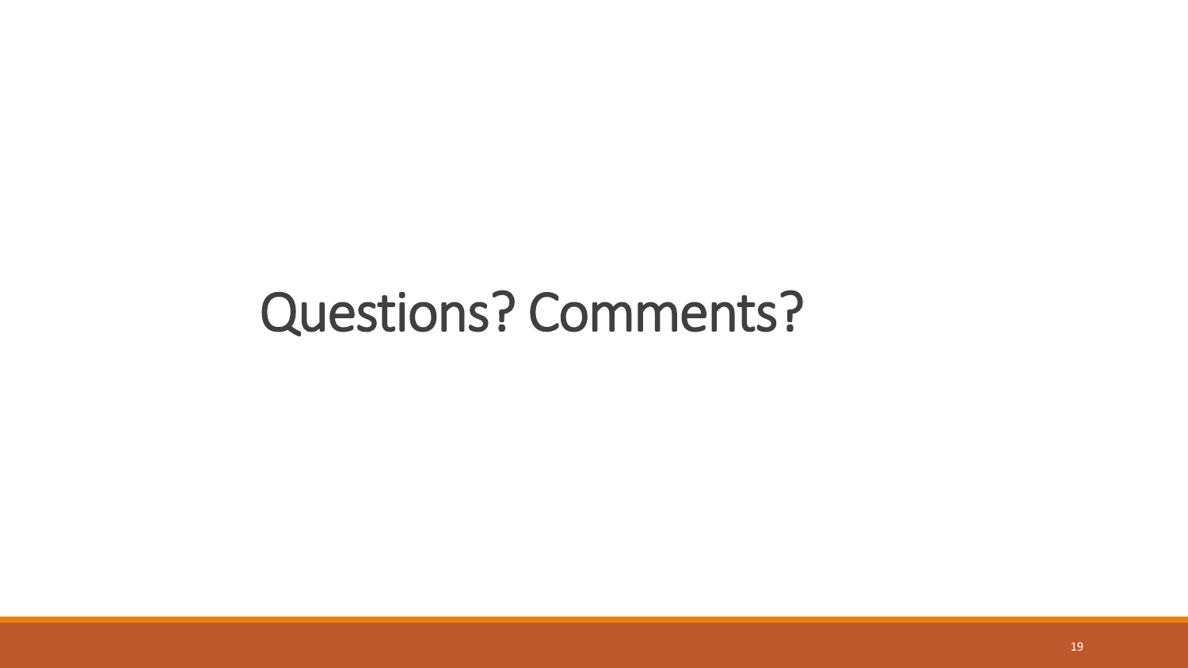# Questions? Comments?